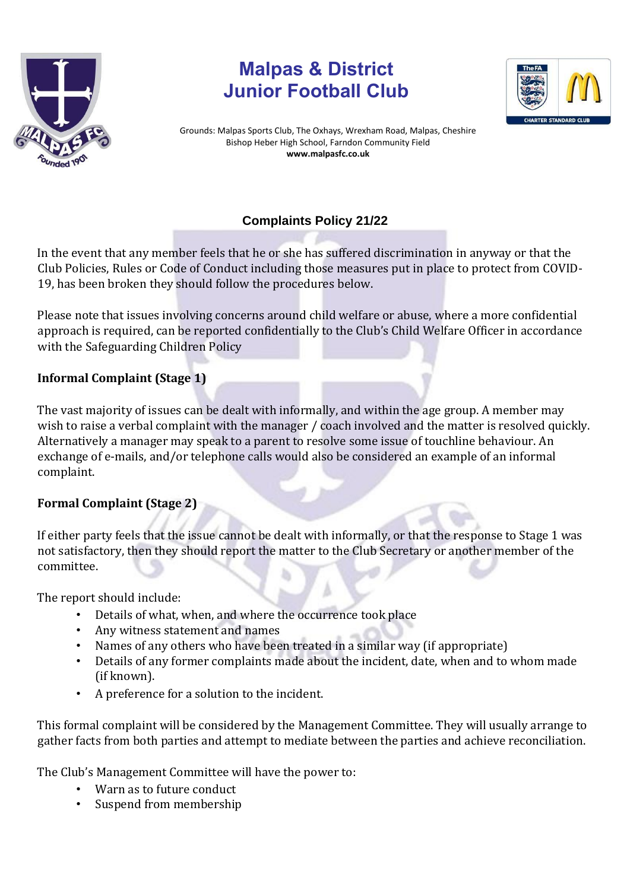# Malpas & District Junior Football Club

Grounds: Malpas Sports Club, The Oxhays, Wrexham Road, Malpas, Cheshire
Bishop Heber High School, Farndon Community Field
**www.malpasfc.co.uk**

## Complaints Policy 21/22

In the event that any member feels that he or she has suffered discrimination in anyway or that the Club Policies, Rules or Code of Conduct including those measures put in place to protect from COVID-19, has been broken they should follow the procedures below.

Please note that issues involving concerns around child welfare or abuse, where a more confidential approach is required, can be reported confidentially to the Club's Child Welfare Officer in accordance with the Safeguarding Children Policy

### Informal Complaint (Stage 1)

The vast majority of issues can be dealt with informally, and within the age group. A member may wish to raise a verbal complaint with the manager / coach involved and the matter is resolved quickly. Alternatively a manager may speak to a parent to resolve some issue of touchline behaviour. An exchange of e-mails, and/or telephone calls would also be considered an example of an informal complaint.

### Formal Complaint (Stage 2)

If either party feels that the issue cannot be dealt with informally, or that the response to Stage 1 was not satisfactory, then they should report the matter to the Club Secretary or another member of the committee.

The report should include:

- Details of what, when, and where the occurrence took place
- Any witness statement and names
- Names of any others who have been treated in a similar way (if appropriate)
- Details of any former complaints made about the incident, date, when and to whom made (if known).
- A preference for a solution to the incident.

This formal complaint will be considered by the Management Committee. They will usually arrange to gather facts from both parties and attempt to mediate between the parties and achieve reconciliation.

The Club's Management Committee will have the power to:

- Warn as to future conduct
- Suspend from membership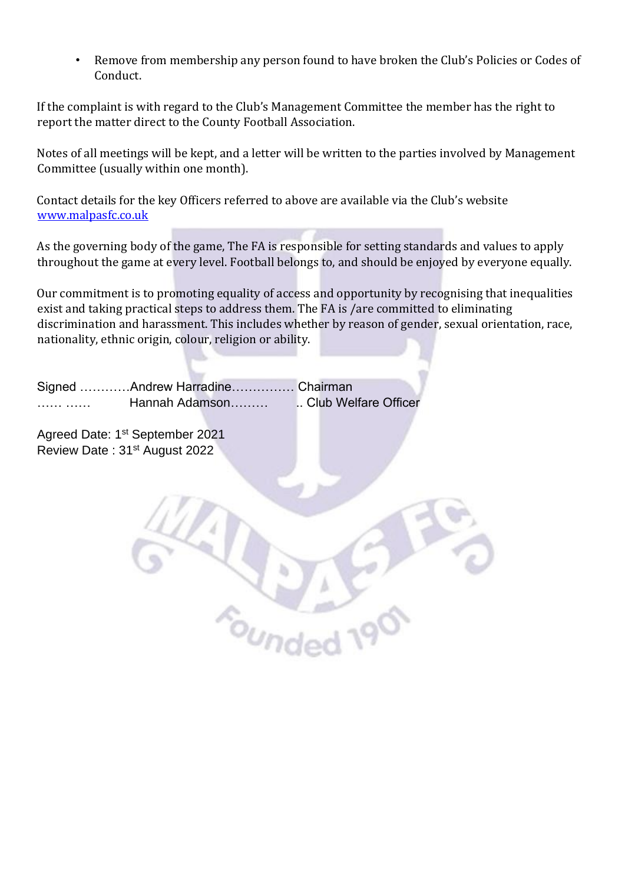- Remove from membership any person found to have broken the Club's Policies or Codes of Conduct.

If the complaint is with regard to the Club's Management Committee the member has the right to report the matter direct to the County Football Association.

Notes of all meetings will be kept, and a letter will be written to the parties involved by Management Committee (usually within one month).

Contact details for the key Officers referred to above are available via the Club's website [www.malpasfc.co.uk](http://www.malpasfc.co.uk)

As the governing body of the game, The FA is responsible for setting standards and values to apply throughout the game at every level. Football belongs to, and should be enjoyed by everyone equally.

Our commitment is to promoting equality of access and opportunity by recognising that inequalities exist and taking practical steps to address them. The FA is /are committed to eliminating discrimination and harassment. This includes whether by reason of gender, sexual orientation, race, nationality, ethnic origin, colour, religion or ability.

Signed …………Andrew Harradine…………… Chairman
…… ……     Hannah Adamson………     .. Club Welfare Officer

Agreed Date: 1st September 2021
Review Date : 31st August 2022